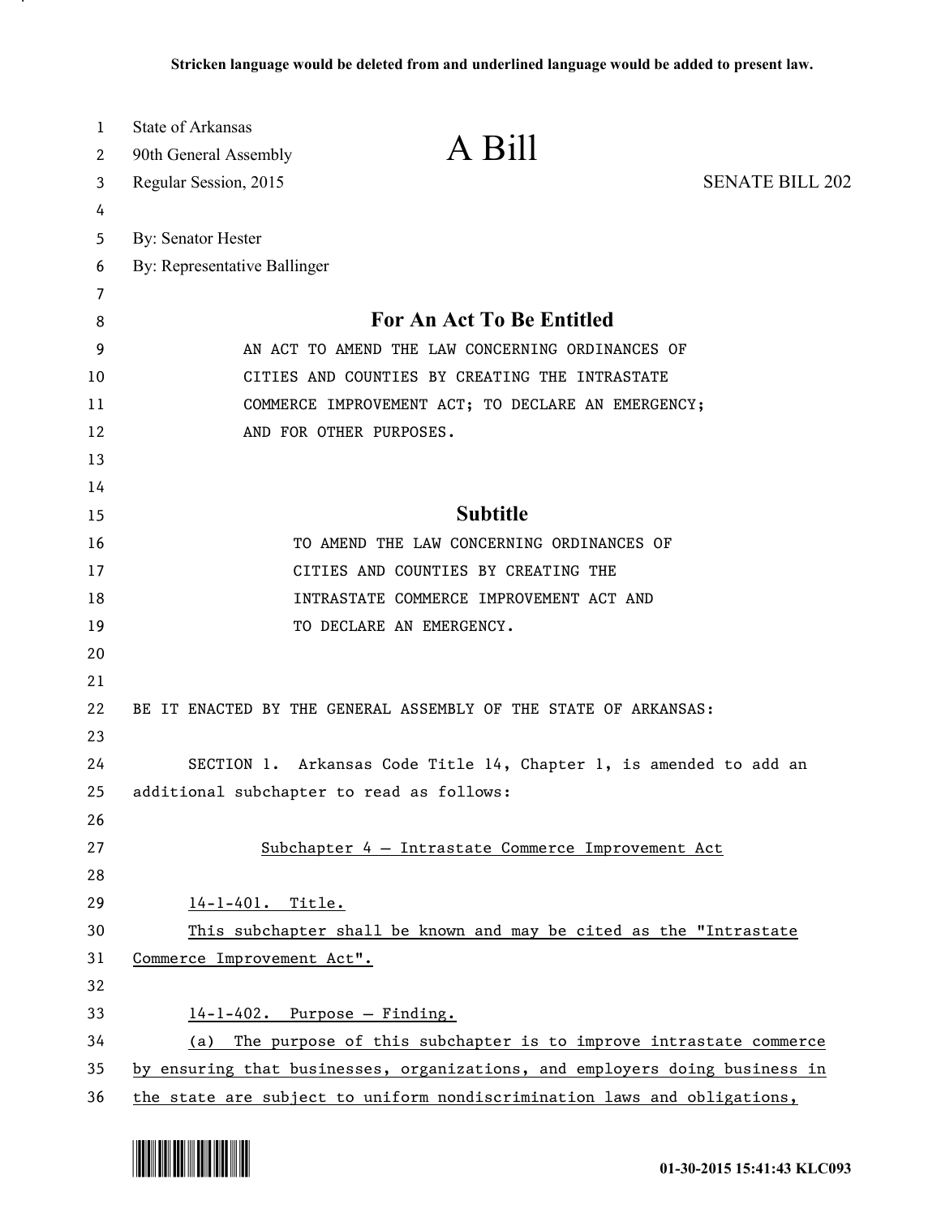Stricken language would be deleted from and underlined language would be added to present law.

State of Arkansas
90th General Assembly
Regular Session, 2015

# A Bill

SENATE BILL 202

By: Senator Hester
By: Representative Ballinger

## For An Act To Be Entitled

AN ACT TO AMEND THE LAW CONCERNING ORDINANCES OF CITIES AND COUNTIES BY CREATING THE INTRASTATE COMMERCE IMPROVEMENT ACT; TO DECLARE AN EMERGENCY; AND FOR OTHER PURPOSES.

## Subtitle

TO AMEND THE LAW CONCERNING ORDINANCES OF CITIES AND COUNTIES BY CREATING THE INTRASTATE COMMERCE IMPROVEMENT ACT AND TO DECLARE AN EMERGENCY.

BE IT ENACTED BY THE GENERAL ASSEMBLY OF THE STATE OF ARKANSAS:

SECTION 1. Arkansas Code Title 14, Chapter 1, is amended to add an additional subchapter to read as follows:

<u>Subchapter 4 — Intrastate Commerce Improvement Act</u>

<u>14-1-401. Title.</u>

<u>This subchapter shall be known and may be cited as the "Intrastate Commerce Improvement Act".</u>

<u>14-1-402. Purpose — Finding.</u>

<u>(a) The purpose of this subchapter is to improve intrastate commerce by ensuring that businesses, organizations, and employers doing business in the state are subject to uniform nondiscrimination laws and obligations,</u>

01-30-2015 15:41:43 KLC093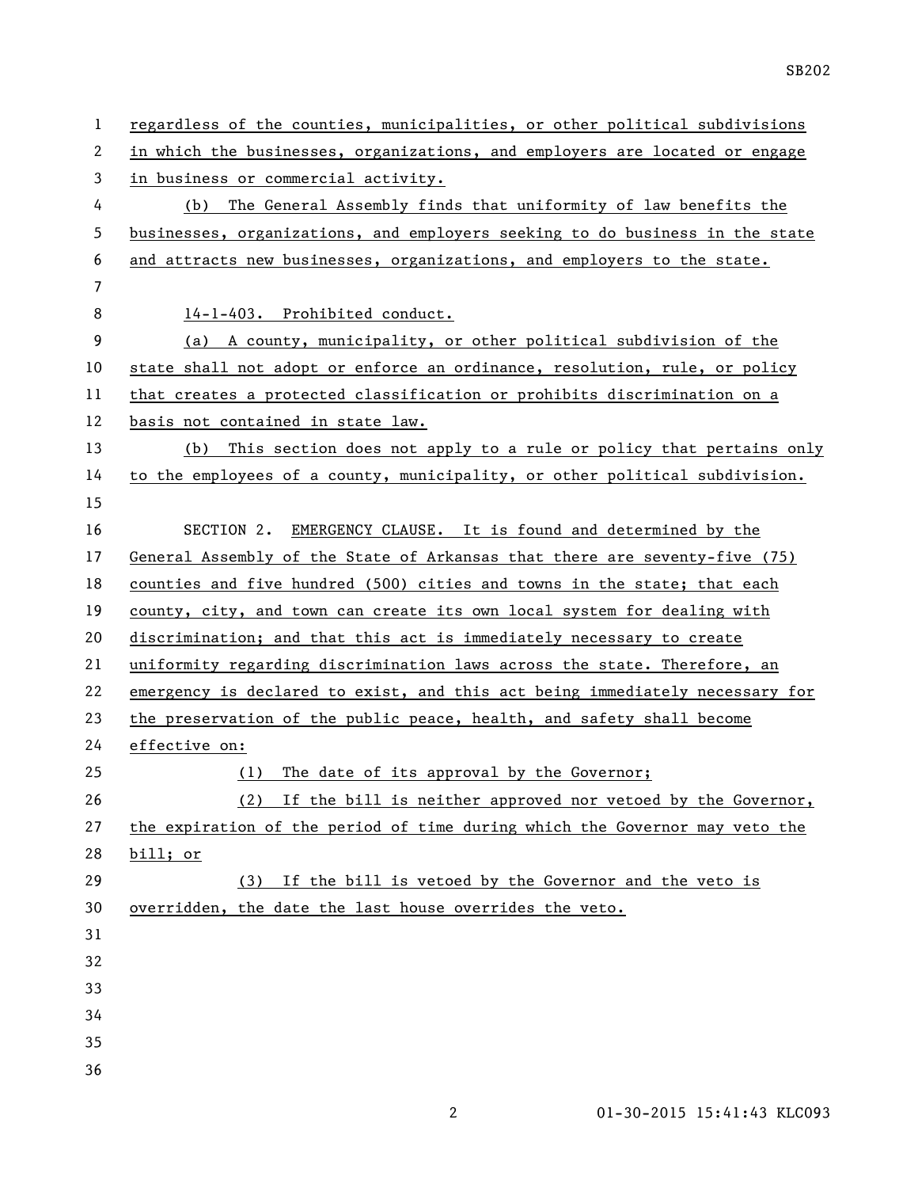regardless of the counties, municipalities, or other political subdivisions in which the businesses, organizations, and employers are located or engage in business or commercial activity.

(b) The General Assembly finds that uniformity of law benefits the businesses, organizations, and employers seeking to do business in the state and attracts new businesses, organizations, and employers to the state.

14-1-403. Prohibited conduct.

(a) A county, municipality, or other political subdivision of the state shall not adopt or enforce an ordinance, resolution, rule, or policy that creates a protected classification or prohibits discrimination on a basis not contained in state law.

(b) This section does not apply to a rule or policy that pertains only to the employees of a county, municipality, or other political subdivision.

SECTION 2. EMERGENCY CLAUSE. It is found and determined by the General Assembly of the State of Arkansas that there are seventy-five (75) counties and five hundred (500) cities and towns in the state; that each county, city, and town can create its own local system for dealing with discrimination; and that this act is immediately necessary to create uniformity regarding discrimination laws across the state. Therefore, an emergency is declared to exist, and this act being immediately necessary for the preservation of the public peace, health, and safety shall become effective on:

(1) The date of its approval by the Governor;

(2) If the bill is neither approved nor vetoed by the Governor, the expiration of the period of time during which the Governor may veto the bill; or

(3) If the bill is vetoed by the Governor and the veto is overridden, the date the last house overrides the veto.